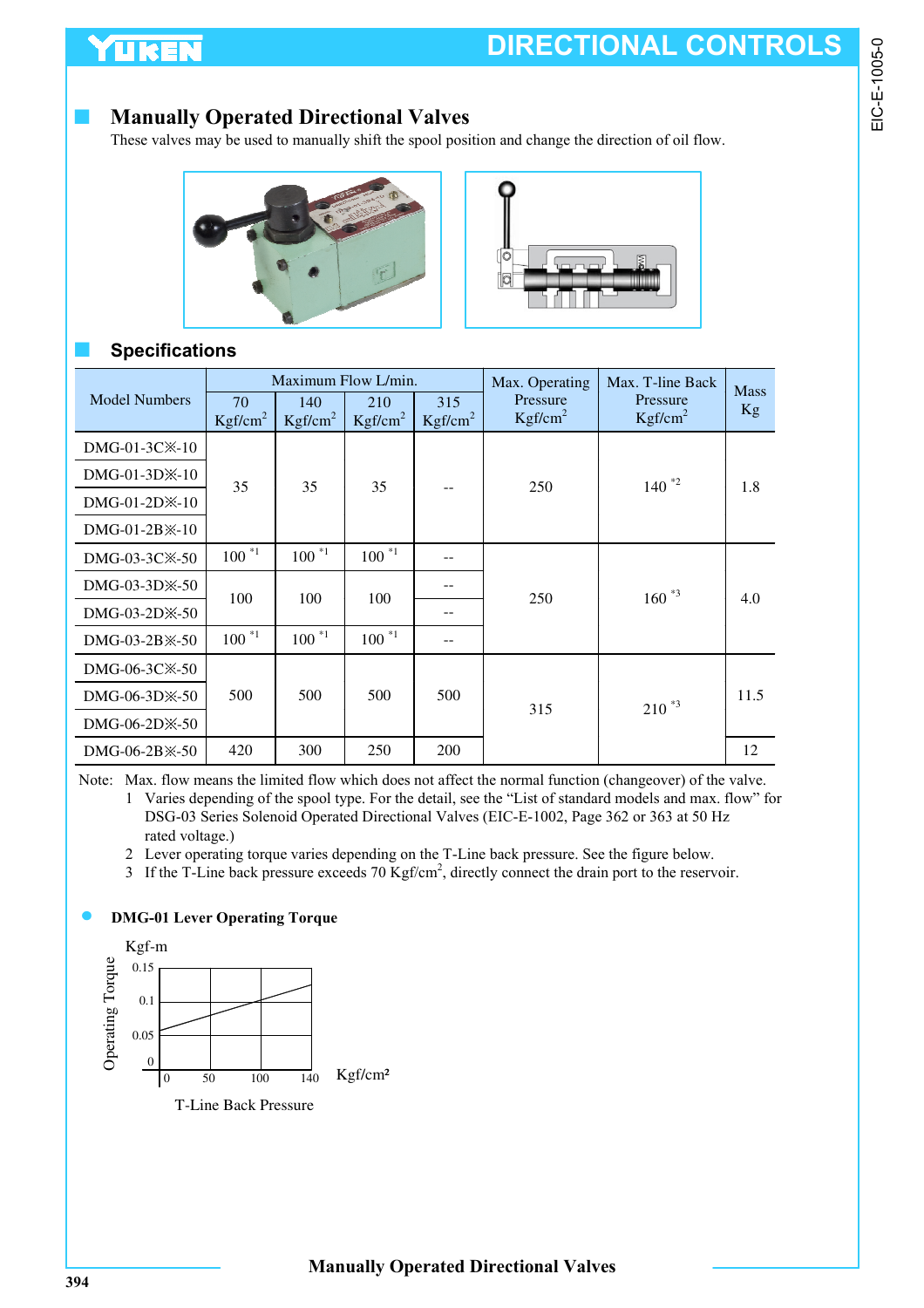## Manually Operated Directional Valves

These valves may be used to manually shift the spool position and change the direction of oil flow.

## Specifications

| Model Numbers | Maximum Flow L/min. | | | | Max. Operating Pressure Kgf/cm$^2$ | Max. T-line Back Pressure Kgf/cm$^2$ | Mass Kg |
|---|---|---|---|---|---|---|---|
| | 70 Kgf/cm$^2$ | 140 Kgf/cm$^2$ | 210 Kgf/cm$^2$ | 315 Kgf/cm$^2$ | | | |
| DMG-01-3C※-10 | 35 | 35 | 35 | -- | 250 | 140 [*2] | 1.8 |
| DMG-01-3D※-10 | 35 | 35 | 35 | -- | 250 | 140 [*2] | 1.8 |
| DMG-01-2D※-10 | 35 | 35 | 35 | -- | 250 | 140 [*2] | 1.8 |
| DMG-01-2B※-10 | 35 | 35 | 35 | -- | 250 | 140 [*2] | 1.8 |
| DMG-03-3C※-50 | 100 [*1] | 100 [*1] | 100 [*1] | -- | 250 | 160 [*3] | 4.0 |
| DMG-03-3D※-50 | 100 | 100 | 100 | -- | 250 | 160 [*3] | 4.0 |
| DMG-03-2D※-50 | 100 | 100 | 100 | -- | 250 | 160 [*3] | 4.0 |
| DMG-03-2B※-50 | 100 [*1] | 100 [*1] | 100 [*1] | -- | 250 | 160 [*3] | 4.0 |
| DMG-06-3C※-50 | 500 | 500 | 500 | 500 | 315 | 210 [*3] | 11.5 |
| DMG-06-3D※-50 | 500 | 500 | 500 | 500 | 315 | 210 [*3] | 11.5 |
| DMG-06-2D※-50 | 500 | 500 | 500 | 500 | 315 | 210 [*3] | 11.5 |
| DMG-06-2B※-50 | 420 | 300 | 250 | 200 | 315 | 210 [*3] | 12 |

Note: Max. flow means the limited flow which does not affect the normal function (changeover) of the valve.

1. Varies depending of the spool type. For the detail, see the "List of standard models and max. flow" for DSG-03 Series Solenoid Operated Directional Valves (EIC-E-1002, Page 362 or 363 at 50 Hz rated voltage.)
2. Lever operating torque varies depending on the T-Line back pressure. See the figure below.
3. If the T-Line back pressure exceeds 70 Kgf/cm$^2$, directly connect the drain port to the reservoir.

### DMG-01 Lever Operating Torque

Operating Torque (Kgf-m): 0, 0.05, 0.1, 0.15

T-Line Back Pressure (Kgf/cm²): 0, 50, 100, 140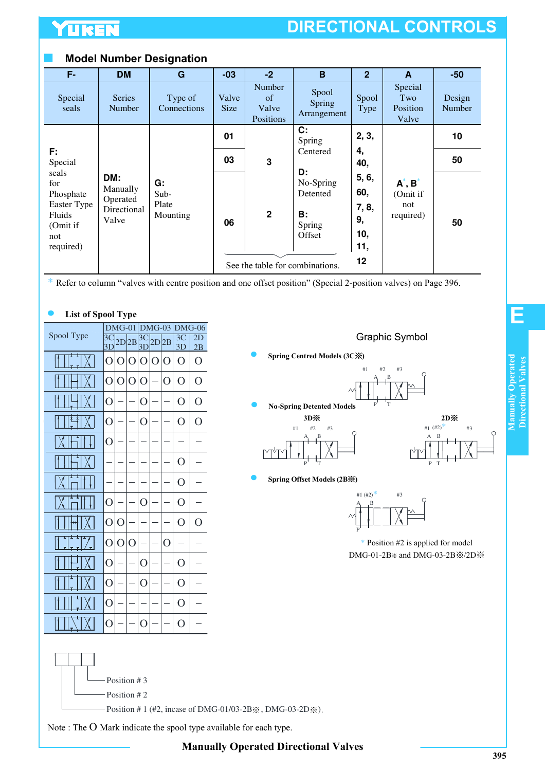## Model Number Designation

| F- | DM | G | -03 | -2 | B | 2 | A | -50 |
|---|---|---|---|---|---|---|---|---|
| Special seals | Series Number | Type of Connections | Valve Size | Number of Valve Positions | Spool Spring Arrangement | Spool Type | Special Two Position Valve | Design Number |
| **F:** Special seals for Phosphate Easter Type Fluids (Omit if not required) | **DM:** Manually Operated Directional Valve | **G:** Sub-Plate Mounting | 01 / 03 / 06 | 3 / 2 | **C:** Spring Centered **D:** No-Spring Detented **B:** Spring Offset | 2, 3, 4, 40, 5, 6, 60, 7, 8, 9, 10, 11, 12 | A*, B* (Omit if not required) | 10 / 50 / 50 |

See the table for combinations.

\* Refer to column "valves with centre position and one offset position" (Special 2-position valves) on Page 396.

### List of Spool Type

| Spool Type | DMG-01 3C 3D | DMG-01 2D | DMG-01 2B | DMG-03 3C 3D | DMG-03 2D | DMG-03 2B | DMG-06 3C 3D | DMG-06 2D 2B |
|---|---|---|---|---|---|---|---|---|
| 2 | O | O | O | O | O | O | O | O |
| 3 | O | O | O | O | – | O | O | O |
| 4 | O | – | – | O | – | – | O | O |
| 40 | O | – | – | O | – | – | O | O |
| 5 | O | – | – | – | – | – | – | – |
| 6 | – | – | – | – | – | – | O | – |
| 60 | – | – | – | – | – | – | O | – |
| 7 | O | – | – | O | – | – | O | – |
| 8 | O | O | – | – | – | – | O | O |
| 9 | O | O | O | – | – | O | – | – |
| 10 | O | – | – | O | – | – | O | – |
| 11 | O | – | – | O | – | – | O | – |
| 12 | O | – | – | – | – | – | O | – |
| 12 | O | – | – | O | – | – | O | – |

Position # 3
Position # 2
Position # 1 (#2, incase of DMG-01/03-2B※, DMG-03-2D※).

Note : The O Mark indicate the spool type available for each type.

### Graphic Symbol

- **Spring Centred Models (3C※)**
- **No-Spring Detented Models**
  - 3D※
  - 2D※
- **Spring Offset Models (2B※)**

\* Position #2 is applied for model DMG-01-2B※ and DMG-03-2B※/2D※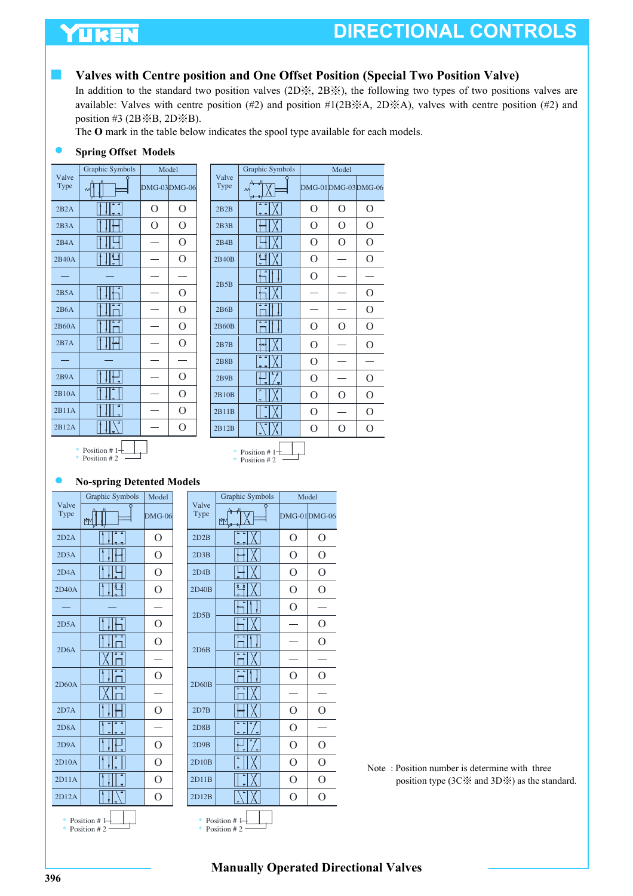## Valves with Centre position and One Offset Position (Special Two Position Valve)

In addition to the standard two position valves (2D※, 2B※), the following two types of two positions valves are available: Valves with centre position (#2) and position #1(2B※A, 2D※A), valves with centre position (#2) and position #3 (2B※B, 2D※B).

The **O** mark in the table below indicates the spool type available for each models.

### Spring Offset Models

| Valve Type | Graphic Symbols | DMG-03 | DMG-06 |
|---|---|---|---|
| 2B2A | | O | O |
| 2B3A | | O | O |
| 2B4A | | — | O |
| 2B40A | | — | O |
| — | — | — | — |
| 2B5A | | — | O |
| 2B6A | | — | O |
| 2B60A | | — | O |
| 2B7A | | — | O |
| — | — | — | — |
| 2B9A | | — | O |
| 2B10A | | — | O |
| 2B11A | | — | O |
| 2B12A | | — | O |

\* Position # 1
\* Position # 2

| Valve Type | Graphic Symbols | DMG-01 | DMG-03 | DMG-06 |
|---|---|---|---|---|
| 2B2B | | O | O | O |
| 2B3B | | O | O | O |
| 2B4B | | O | O | O |
| 2B40B | | O | — | O |
| 2B5B | | O | — | — |
| | | — | — | O |
| 2B6B | | — | — | O |
| 2B60B | | O | O | O |
| 2B7B | | O | — | O |
| 2B8B | | O | — | — |
| 2B9B | | O | — | O |
| 2B10B | | O | O | O |
| 2B11B | | O | — | O |
| 2B12B | | O | O | O |

\* Position # 1
\* Position # 2

### No-spring Detented Models

| Valve Type | Graphic Symbols | DMG-06 |
|---|---|---|
| 2D2A | | O |
| 2D3A | | O |
| 2D4A | | O |
| 2D40A | | O |
| — | — | — |
| 2D5A | | O |
| 2D6A | | O |
| | | — |
| 2D60A | | O |
| | | — |
| 2D7A | | O |
| 2D8A | | — |
| 2D9A | | O |
| 2D10A | | O |
| 2D11A | | O |
| 2D12A | | O |

\* Position # 1
\* Position # 2

| Valve Type | Graphic Symbols | DMG-01 | DMG-06 |
|---|---|---|---|
| 2D2B | | O | O |
| 2D3B | | O | O |
| 2D4B | | O | O |
| 2D40B | | O | O |
| 2D5B | | O | — |
| | | — | O |
| 2D6B | | — | O |
| | | — | — |
| 2D60B | | O | O |
| | | — | — |
| 2D7B | | O | O |
| 2D8B | | O | — |
| 2D9B | | O | O |
| 2D10B | | O | O |
| 2D11B | | O | O |
| 2D12B | | O | O |

\* Position # 1
\* Position # 2

Note : Position number is determine with three position type (3C※ and 3D※) as the standard.

**Manually Operated Directional Valves**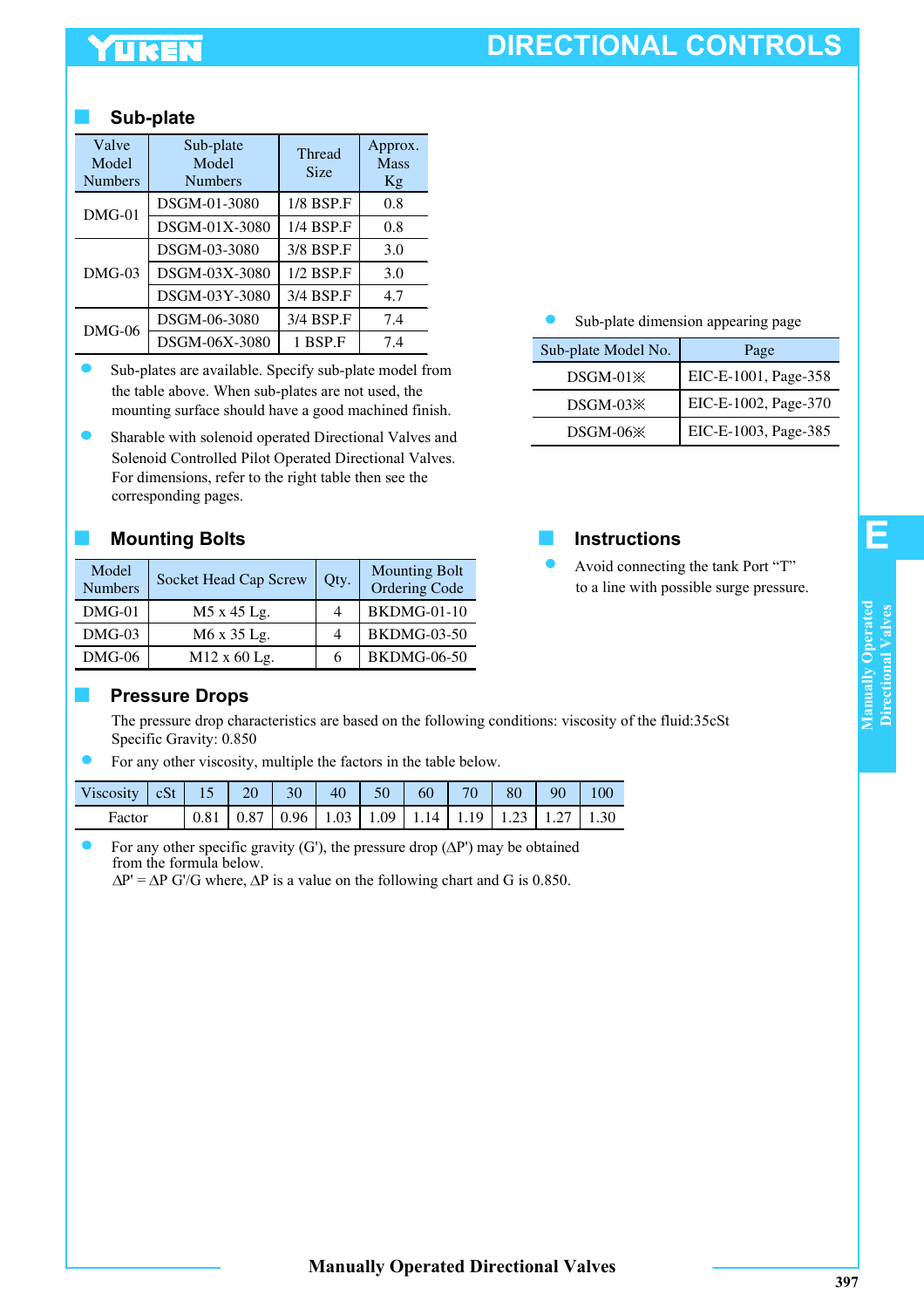## Sub-plate

| Valve Model Numbers | Sub-plate Model Numbers | Thread Size | Approx. Mass Kg |
|---|---|---|---|
| DMG-01 | DSGM-01-3080 | 1/8 BSP.F | 0.8 |
| | DSGM-01X-3080 | 1/4 BSP.F | 0.8 |
| DMG-03 | DSGM-03-3080 | 3/8 BSP.F | 3.0 |
| | DSGM-03X-3080 | 1/2 BSP.F | 3.0 |
| | DSGM-03Y-3080 | 3/4 BSP.F | 4.7 |
| DMG-06 | DSGM-06-3080 | 3/4 BSP.F | 7.4 |
| | DSGM-06X-3080 | 1 BSP.F | 7.4 |

- Sub-plates are available. Specify sub-plate model from the table above. When sub-plates are not used, the mounting surface should have a good machined finish.
- Sharable with solenoid operated Directional Valves and Solenoid Controlled Pilot Operated Directional Valves. For dimensions, refer to the right table then see the corresponding pages.

- Sub-plate dimension appearing page

| Sub-plate Model No. | Page |
|---|---|
| DSGM-01※ | EIC-E-1001, Page-358 |
| DSGM-03※ | EIC-E-1002, Page-370 |
| DSGM-06※ | EIC-E-1003, Page-385 |

## Mounting Bolts

| Model Numbers | Socket Head Cap Screw | Qty. | Mounting Bolt Ordering Code |
|---|---|---|---|
| DMG-01 | M5 x 45 Lg. | 4 | BKDMG-01-10 |
| DMG-03 | M6 x 35 Lg. | 4 | BKDMG-03-50 |
| DMG-06 | M12 x 60 Lg. | 6 | BKDMG-06-50 |

## Instructions

- Avoid connecting the tank Port “T” to a line with possible surge pressure.

## Pressure Drops

The pressure drop characteristics are based on the following conditions: viscosity of the fluid:35cSt Specific Gravity: 0.850

- For any other viscosity, multiple the factors in the table below.

| Viscosity | cSt | 15 | 20 | 30 | 40 | 50 | 60 | 70 | 80 | 90 | 100 |
|---|---|---|---|---|---|---|---|---|---|---|---|
| Factor | | 0.81 | 0.87 | 0.96 | 1.03 | 1.09 | 1.14 | 1.19 | 1.23 | 1.27 | 1.30 |

- For any other specific gravity (G'), the pressure drop (ΔP') may be obtained from the formula below.
  $\Delta P' = \Delta P\ G'/G$ where, $\Delta P$ is a value on the following chart and G is 0.850.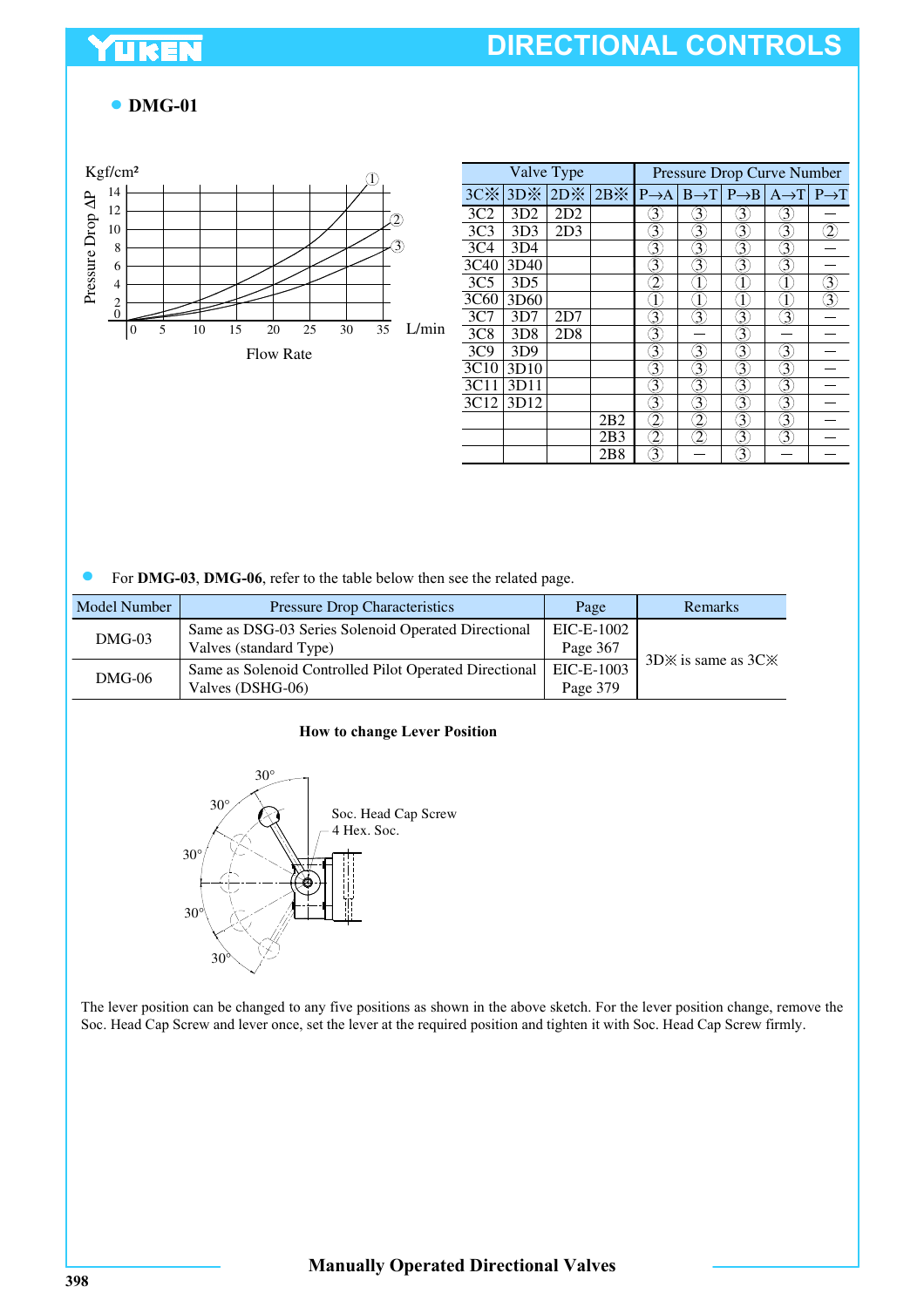- **DMG-01**

| Valve Type | | | | Pressure Drop Curve Number | | | | |
|---|---|---|---|---|---|---|---|---|
| 3C※ | 3D※ | 2D※ | 2B※ | P→A | B→T | P→B | A→T | P→T |
| 3C2 | 3D2 | 2D2 | | ③ | ③ | ③ | ③ | — |
| 3C3 | 3D3 | 2D3 | | ③ | ③ | ③ | ③ | ② |
| 3C4 | 3D4 | | | ③ | ③ | ③ | ③ | — |
| 3C40 | 3D40 | | | ③ | ③ | ③ | ③ | — |
| 3C5 | 3D5 | | | ② | ① | ① | ① | ③ |
| 3C60 | 3D60 | | | ① | ① | ① | ① | ③ |
| 3C7 | 3D7 | 2D7 | | ③ | ③ | ③ | ③ | — |
| 3C8 | 3D8 | 2D8 | | ③ | — | ③ | — | — |
| 3C9 | 3D9 | | | ③ | ③ | ③ | ③ | — |
| 3C10 | 3D10 | | | ③ | ③ | ③ | ③ | — |
| 3C11 | 3D11 | | | ③ | ③ | ③ | ③ | — |
| 3C12 | 3D12 | | | ③ | ③ | ③ | ③ | — |
| | | | 2B2 | ② | ② | ③ | ③ | — |
| | | | 2B3 | ② | ② | ③ | ③ | — |
| | | | 2B8 | ③ | — | ③ | — | — |

- For **DMG-03**, **DMG-06**, refer to the table below then see the related page.

| Model Number | Pressure Drop Characteristics | Page | Remarks |
|---|---|---|---|
| DMG-03 | Same as DSG-03 Series Solenoid Operated Directional Valves (standard Type) | EIC-E-1002 Page 367 | 3D※ is same as 3C※ |
| DMG-06 | Same as Solenoid Controlled Pilot Operated Directional Valves (DSHG-06) | EIC-E-1003 Page 379 | |

**How to change Lever Position**

The lever position can be changed to any five positions as shown in the above sketch. For the lever position change, remove the Soc. Head Cap Screw and lever once, set the lever at the required position and tighten it with Soc. Head Cap Screw firmly.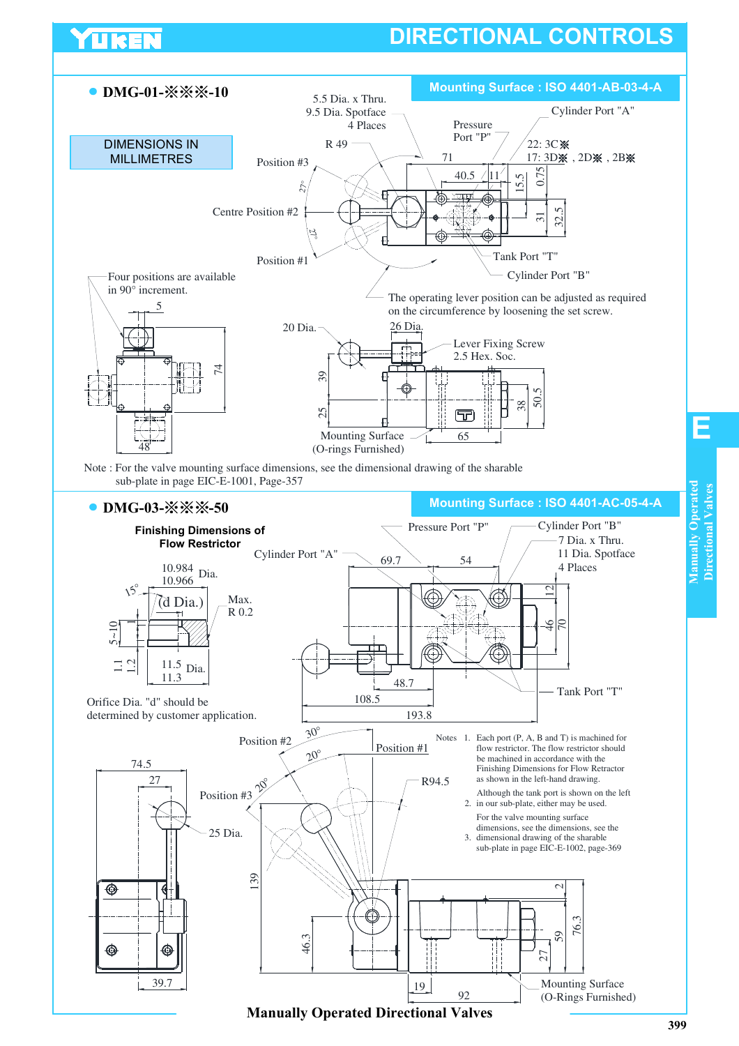# DIRECTIONAL CONTROLS

## ● DMG-01-※※※-10

**Mounting Surface : ISO 4401-AB-03-4-A**

DIMENSIONS IN MILLIMETRES

5.5 Dia. x Thru.
9.5 Dia. Spotface
4 Places

R 49

Position #3

Centre Position #2

Position #1

Pressure Port "P"

Cylinder Port "A"

22: 3C※
17: 3D※ , 2D※ , 2B※

71

40.5

11

15.5

0.75

31

32.5

27°

27°

Tank Port "T"

Cylinder Port "B"

Four positions are available in 90° increment.

5

74

48

The operating lever position can be adjusted as required on the circumference by loosening the set screw.

20 Dia.

26 Dia.

Lever Fixing Screw
2.5 Hex. Soc.

39

25

38

50.5

65

Mounting Surface
(O-rings Furnished)

Note : For the valve mounting surface dimensions, see the dimensional drawing of the sharable sub-plate in page EIC-E-1001, Page-357

## ● DMG-03-※※※-50

**Mounting Surface : ISO 4401-AC-05-4-A**

**Finishing Dimensions of Flow Restrictor**

10.984
10.966 Dia.

15°

(d Dia.)

Max.
R 0.2

5~10

1

1.1

1.2

11.5
11.3 Dia.

Orifice Dia. "d" should be determined by customer application.

Cylinder Port "A"

Pressure Port "P"

Cylinder Port "B"

7 Dia. x Thru.
11 Dia. Spotface
4 Places

69.7

54

12

46

70

48.7

108.5

193.8

Tank Port "T"

Position #2

30°

Position #1

20°

20°

Position #3

R94.5

74.5

27

25 Dia.

139

46.3

39.7

2

59

76.3

27

19

92

Mounting Surface
(O-Rings Furnished)

Notes

1. Each port (P, A, B and T) is machined for flow restrictor. The flow restrictor should be machined in accordance with the Finishing Dimensions for Flow Retractor as shown in the left-hand drawing.
2. Although the tank port is shown on the left in our sub-plate, either may be used.
3. For the valve mounting surface dimensions, see the dimensions, see the dimensional drawing of the sharable sub-plate in page EIC-E-1002, page-369

**Manually Operated Directional Valves**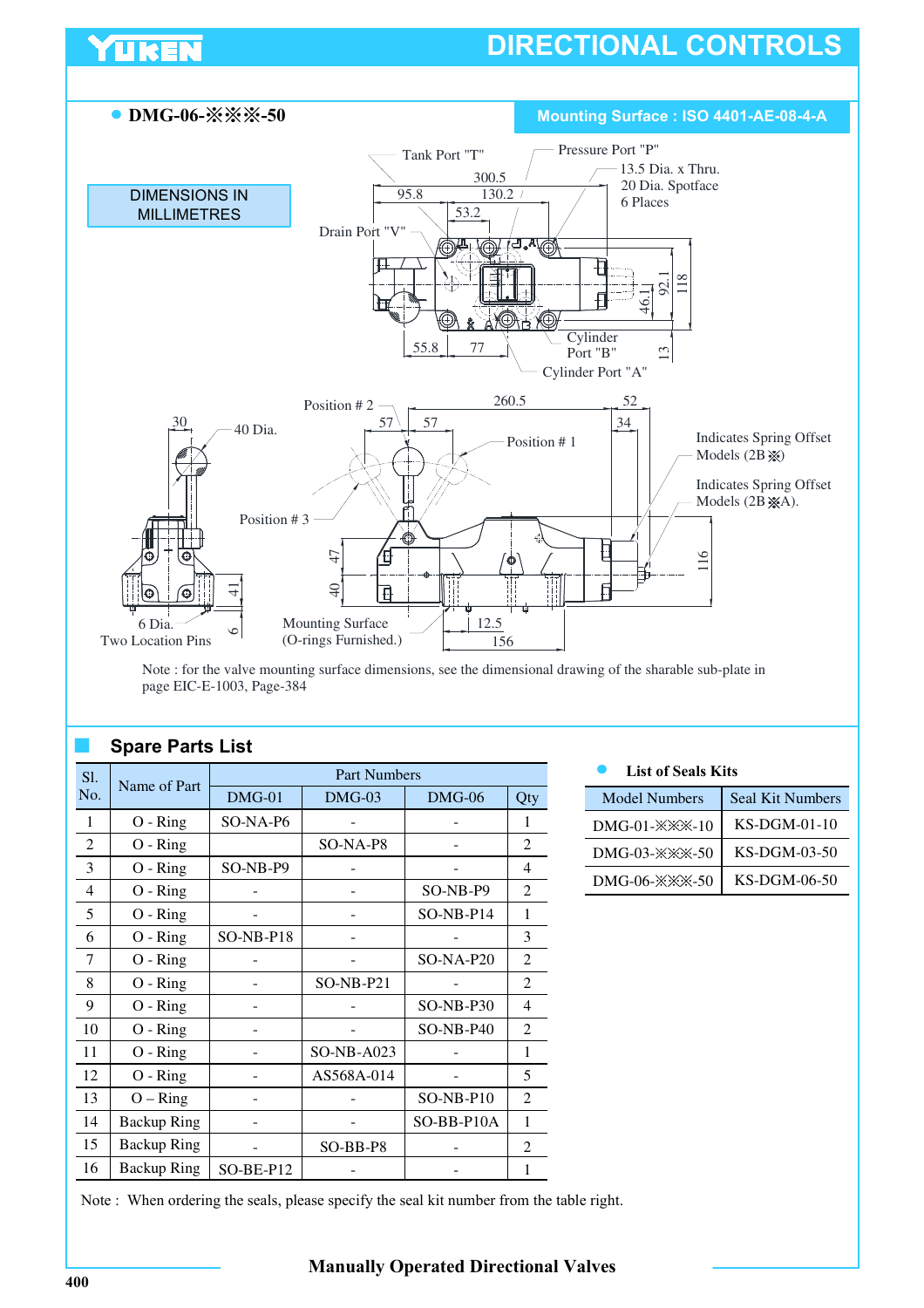- **DMG-06-※※※-50**

**Mounting Surface : ISO 4401-AE-08-4-A**

DIMENSIONS IN MILLIMETRES

Tank Port "T"
Pressure Port "P"
13.5 Dia. x Thru.
20 Dia. Spotface
6 Places
300.5
95.8
130.2
53.2
Drain Port "V"
46.1
92.1
118
55.8
77
Cylinder Port "B"
Cylinder Port "A"
13

Position # 2
260.5
52
30
40 Dia.
57
57
34
Position # 1
Indicates Spring Offset Models (2B※)
Indicates Spring Offset Models (2B※A).
Position # 3
47
40
116
41
6
6 Dia.
Two Location Pins
Mounting Surface
(O-rings Furnished.)
12.5
156

Note : for the valve mounting surface dimensions, see the dimensional drawing of the sharable sub-plate in page EIC-E-1003, Page-384

## Spare Parts List

| Sl. No. | Name of Part | Part Numbers | | | Qty |
|---|---|---|---|---|---|
| | | DMG-01 | DMG-03 | DMG-06 | |
| 1 | O - Ring | SO-NA-P6 | - | - | 1 |
| 2 | O - Ring | | SO-NA-P8 | - | 2 |
| 3 | O - Ring | SO-NB-P9 | - | - | 4 |
| 4 | O - Ring | - | - | SO-NB-P9 | 2 |
| 5 | O - Ring | - | - | SO-NB-P14 | 1 |
| 6 | O - Ring | SO-NB-P18 | - | - | 3 |
| 7 | O - Ring | - | - | SO-NA-P20 | 2 |
| 8 | O - Ring | - | SO-NB-P21 | - | 2 |
| 9 | O - Ring | - | - | SO-NB-P30 | 4 |
| 10 | O - Ring | - | - | SO-NB-P40 | 2 |
| 11 | O - Ring | - | SO-NB-A023 | - | 1 |
| 12 | O - Ring | - | AS568A-014 | - | 5 |
| 13 | O – Ring | - | - | SO-NB-P10 | 2 |
| 14 | Backup Ring | - | - | SO-BB-P10A | 1 |
| 15 | Backup Ring | - | SO-BB-P8 | - | 2 |
| 16 | Backup Ring | SO-BE-P12 | - | - | 1 |

Note : When ordering the seals, please specify the seal kit number from the table right.

- **List of Seals Kits**

| Model Numbers | Seal Kit Numbers |
|---|---|
| DMG-01-※※※-10 | KS-DGM-01-10 |
| DMG-03-※※※-50 | KS-DGM-03-50 |
| DMG-06-※※※-50 | KS-DGM-06-50 |